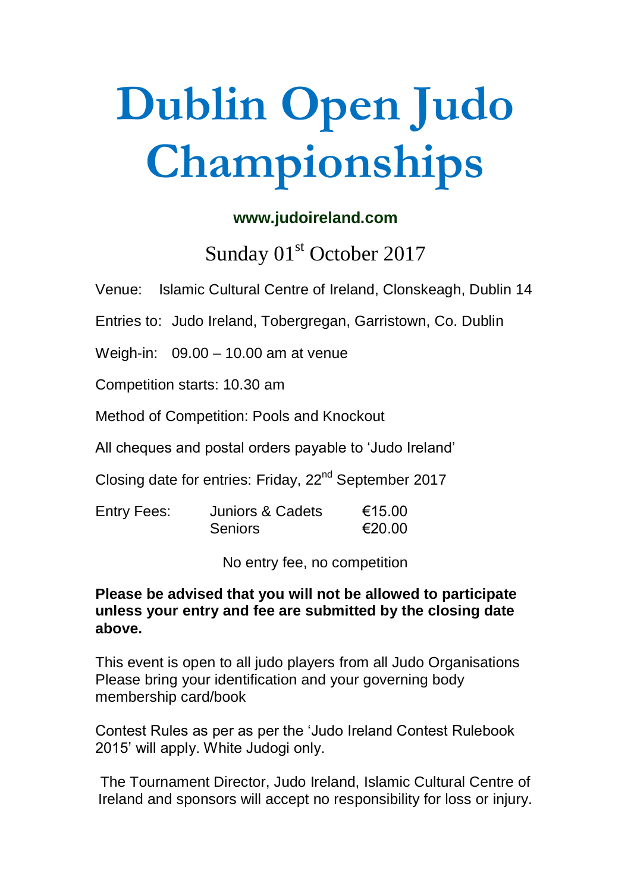# Dublin Open Judo Championships

**www.judoireland.com**

Sunday 01st October 2017

Venue: Islamic Cultural Centre of Ireland, Clonskeagh, Dublin 14

Entries to: Judo Ireland, Tobergregan, Garristown, Co. Dublin

Weigh-in: 09.00 – 10.00 am at venue

Competition starts: 10.30 am

Method of Competition: Pools and Knockout

All cheques and postal orders payable to 'Judo Ireland'

Closing date for entries: Friday, 22nd September 2017

| Entry Fees: | Juniors & Cadets | €15.00 |
| --- | --- | --- |
| | Seniors | €20.00 |

No entry fee, no competition

**Please be advised that you will not be allowed to participate unless your entry and fee are submitted by the closing date above.**

This event is open to all judo players from all Judo Organisations
Please bring your identification and your governing body membership card/book

Contest Rules as per as per the 'Judo Ireland Contest Rulebook 2015' will apply. White Judogi only.

The Tournament Director, Judo Ireland, Islamic Cultural Centre of Ireland and sponsors will accept no responsibility for loss or injury.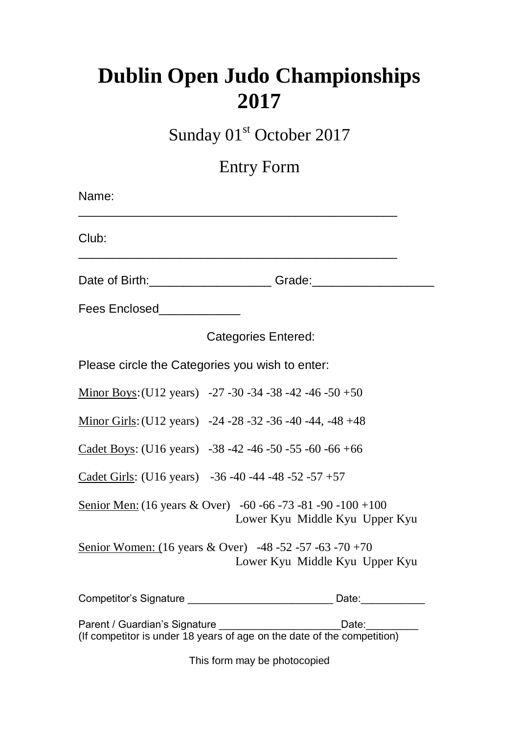# Dublin Open Judo Championships 2017

Sunday 01st October 2017

## Entry Form

Name: ______________________________________________

Club: ______________________________________________

Date of Birth:__________________ Grade:__________________

Fees Enclosed____________

Categories Entered:

Please circle the Categories you wish to enter:

Minor Boys: (U12 years) -27 -30 -34 -38 -42 -46 -50 +50

Minor Girls: (U12 years) -24 -28 -32 -36 -40 -44, -48 +48

Cadet Boys: (U16 years) -38 -42 -46 -50 -55 -60 -66 +66

Cadet Girls: (U16 years) -36 -40 -44 -48 -52 -57 +57

Senior Men: (16 years & Over) -60 -66 -73 -81 -90 -100 +100
Lower Kyu Middle Kyu Upper Kyu

Senior Women: (16 years & Over) -48 -52 -57 -63 -70 +70
Lower Kyu Middle Kyu Upper Kyu

Competitor's Signature ________________________ Date:___________

Parent / Guardian's Signature ____________________Date:_________
(If competitor is under 18 years of age on the date of the competition)

This form may be photocopied